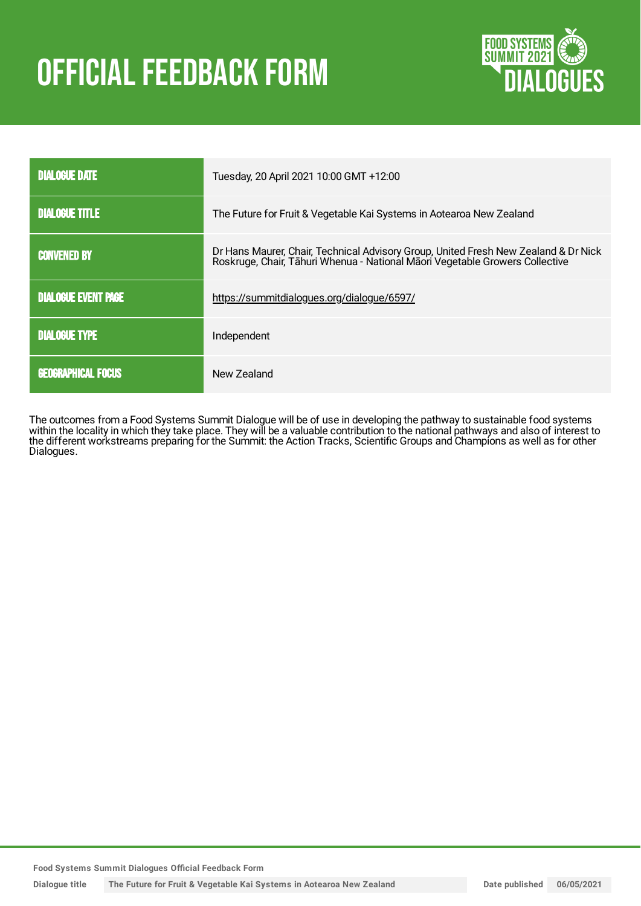# OFFICIAL FEEDBACK FORM

FOOD SYSTEMS SUMMIT 2021 DIALOGUES

| | |
|---|---|
| **DIALOGUE DATE** | Tuesday, 20 April 2021 10:00 GMT +12:00 |
| **DIALOGUE TITLE** | The Future for Fruit & Vegetable Kai Systems in Aotearoa New Zealand |
| **CONVENED BY** | Dr Hans Maurer, Chair, Technical Advisory Group, United Fresh New Zealand & Dr Nick Roskruge, Chair, Tāhuri Whenua - National Māori Vegetable Growers Collective |
| **DIALOGUE EVENT PAGE** | https://summitdialogues.org/dialogue/6597/ |
| **DIALOGUE TYPE** | Independent |
| **GEOGRAPHICAL FOCUS** | New Zealand |

The outcomes from a Food Systems Summit Dialogue will be of use in developing the pathway to sustainable food systems within the locality in which they take place. They will be a valuable contribution to the national pathways and also of interest to the different workstreams preparing for the Summit: the Action Tracks, Scientific Groups and Champions as well as for other Dialogues.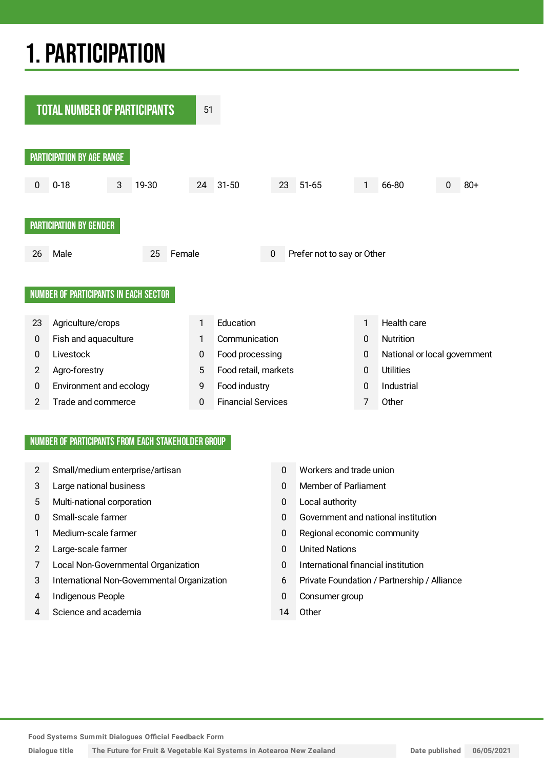# 1. PARTICIPATION

**TOTAL NUMBER OF PARTICIPANTS** 51

## PARTICIPATION BY AGE RANGE

| Count | Age range |
|---|---|
| 0 | 0-18 |
| 3 | 19-30 |
| 24 | 31-50 |
| 23 | 51-65 |
| 1 | 66-80 |
| 0 | 80+ |

## PARTICIPATION BY GENDER

| Count | Gender |
|---|---|
| 26 | Male |
| 25 | Female |
| 0 | Prefer not to say or Other |

## NUMBER OF PARTICIPANTS IN EACH SECTOR

| Count | Sector |
|---|---|
| 23 | Agriculture/crops |
| 0 | Fish and aquaculture |
| 0 | Livestock |
| 2 | Agro-forestry |
| 0 | Environment and ecology |
| 2 | Trade and commerce |
| 1 | Education |
| 1 | Communication |
| 0 | Food processing |
| 5 | Food retail, markets |
| 9 | Food industry |
| 0 | Financial Services |
| 1 | Health care |
| 0 | Nutrition |
| 0 | National or local government |
| 0 | Utilities |
| 0 | Industrial |
| 7 | Other |

## NUMBER OF PARTICIPANTS FROM EACH STAKEHOLDER GROUP

| Count | Stakeholder group |
|---|---|
| 2 | Small/medium enterprise/artisan |
| 3 | Large national business |
| 5 | Multi-national corporation |
| 0 | Small-scale farmer |
| 1 | Medium-scale farmer |
| 2 | Large-scale farmer |
| 7 | Local Non-Governmental Organization |
| 3 | International Non-Governmental Organization |
| 4 | Indigenous People |
| 4 | Science and academia |
| 0 | Workers and trade union |
| 0 | Member of Parliament |
| 0 | Local authority |
| 0 | Government and national institution |
| 0 | Regional economic community |
| 0 | United Nations |
| 0 | International financial institution |
| 6 | Private Foundation / Partnership / Alliance |
| 0 | Consumer group |
| 14 | Other |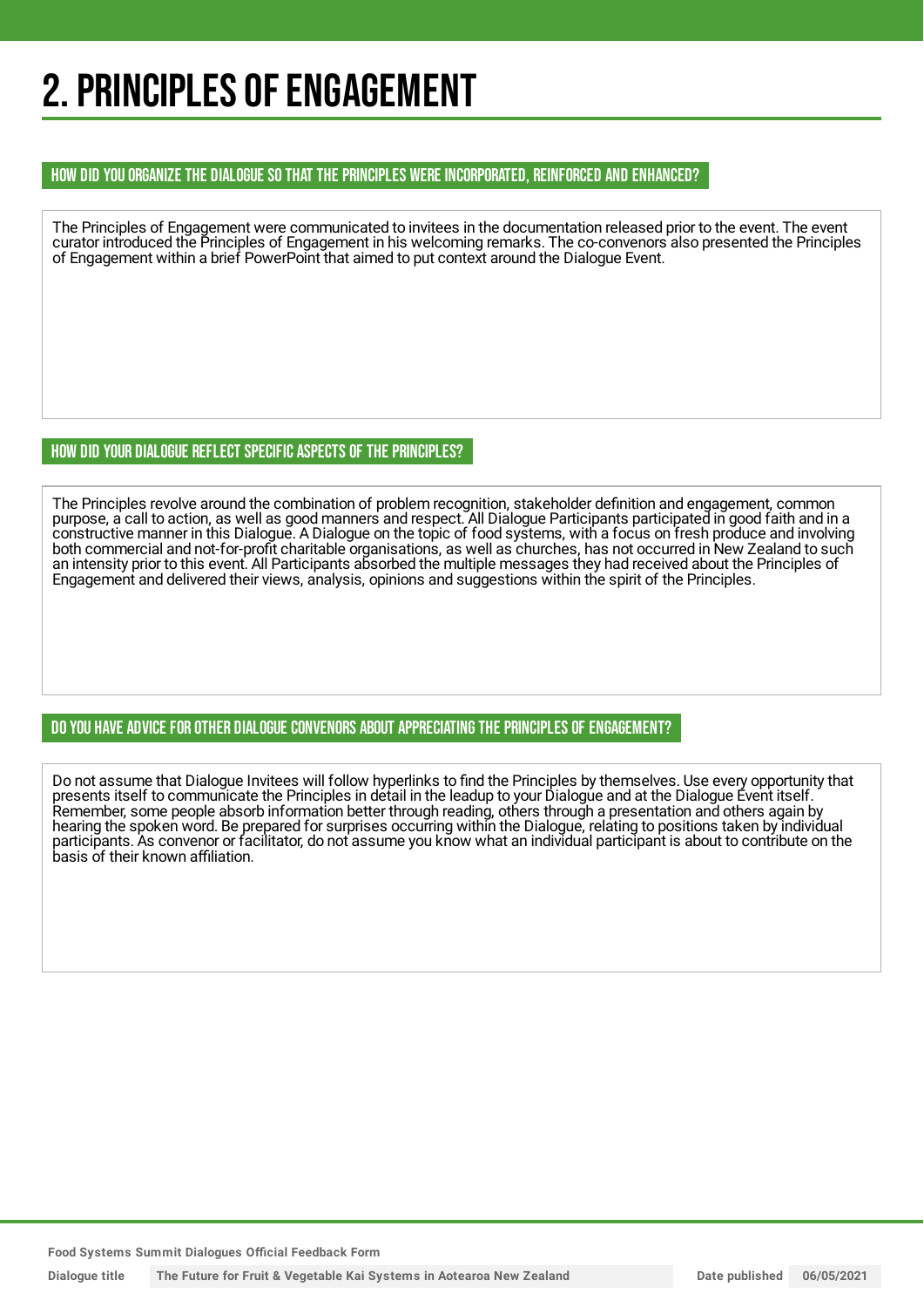# 2. PRINCIPLES OF ENGAGEMENT

### HOW DID YOU ORGANIZE THE DIALOGUE SO THAT THE PRINCIPLES WERE INCORPORATED, REINFORCED AND ENHANCED?

The Principles of Engagement were communicated to invitees in the documentation released prior to the event. The event curator introduced the Principles of Engagement in his welcoming remarks. The co-convenors also presented the Principles of Engagement within a brief PowerPoint that aimed to put context around the Dialogue Event.

### HOW DID YOUR DIALOGUE REFLECT SPECIFIC ASPECTS OF THE PRINCIPLES?

The Principles revolve around the combination of problem recognition, stakeholder definition and engagement, common purpose, a call to action, as well as good manners and respect. All Dialogue Participants participated in good faith and in a constructive manner in this Dialogue. A Dialogue on the topic of food systems, with a focus on fresh produce and involving both commercial and not-for-profit charitable organisations, as well as churches, has not occurred in New Zealand to such an intensity prior to this event. All Participants absorbed the multiple messages they had received about the Principles of Engagement and delivered their views, analysis, opinions and suggestions within the spirit of the Principles.

### DO YOU HAVE ADVICE FOR OTHER DIALOGUE CONVENORS ABOUT APPRECIATING THE PRINCIPLES OF ENGAGEMENT?

Do not assume that Dialogue Invitees will follow hyperlinks to find the Principles by themselves. Use every opportunity that presents itself to communicate the Principles in detail in the leadup to your Dialogue and at the Dialogue Event itself. Remember, some people absorb information better through reading, others through a presentation and others again by hearing the spoken word. Be prepared for surprises occurring within the Dialogue, relating to positions taken by individual participants. As convenor or facilitator, do not assume you know what an individual participant is about to contribute on the basis of their known affiliation.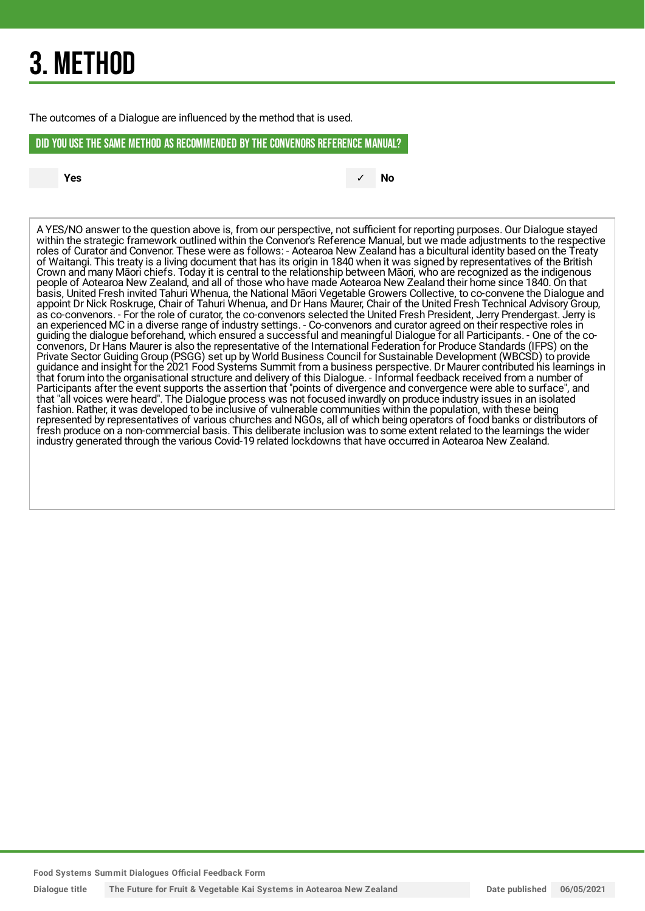# 3. METHOD

The outcomes of a Dialogue are influenced by the method that is used.

## DID YOU USE THE SAME METHOD AS RECOMMENDED BY THE CONVENORS REFERENCE MANUAL?

Yes ✓ No

A YES/NO answer to the question above is, from our perspective, not sufficient for reporting purposes. Our Dialogue stayed within the strategic framework outlined within the Convenor's Reference Manual, but we made adjustments to the respective roles of Curator and Convenor. These were as follows: - Aotearoa New Zealand has a bicultural identity based on the Treaty of Waitangi. This treaty is a living document that has its origin in 1840 when it was signed by representatives of the British Crown and many Māori chiefs. Today it is central to the relationship between Māori, who are recognized as the indigenous people of Aotearoa New Zealand, and all of those who have made Aotearoa New Zealand their home since 1840. On that basis, United Fresh invited Tahuri Whenua, the National Māori Vegetable Growers Collective, to co-convene the Dialogue and appoint Dr Nick Roskruge, Chair of Tahuri Whenua, and Dr Hans Maurer, Chair of the United Fresh Technical Advisory Group, as co-convenors. - For the role of curator, the co-convenors selected the United Fresh President, Jerry Prendergast. Jerry is an experienced MC in a diverse range of industry settings. - Co-convenors and curator agreed on their respective roles in guiding the dialogue beforehand, which ensured a successful and meaningful Dialogue for all Participants. - One of the co-convenors, Dr Hans Maurer is also the representative of the International Federation for Produce Standards (IFPS) on the Private Sector Guiding Group (PSGG) set up by World Business Council for Sustainable Development (WBCSD) to provide guidance and insight for the 2021 Food Systems Summit from a business perspective. Dr Maurer contributed his learnings in that forum into the organisational structure and delivery of this Dialogue. - Informal feedback received from a number of Participants after the event supports the assertion that "points of divergence and convergence were able to surface", and that "all voices were heard". The Dialogue process was not focused inwardly on produce industry issues in an isolated fashion. Rather, it was developed to be inclusive of vulnerable communities within the population, with these being represented by representatives of various churches and NGOs, all of which being operators of food banks or distributors of fresh produce on a non-commercial basis. This deliberate inclusion was to some extent related to the learnings the wider industry generated through the various Covid-19 related lockdowns that have occurred in Aotearoa New Zealand.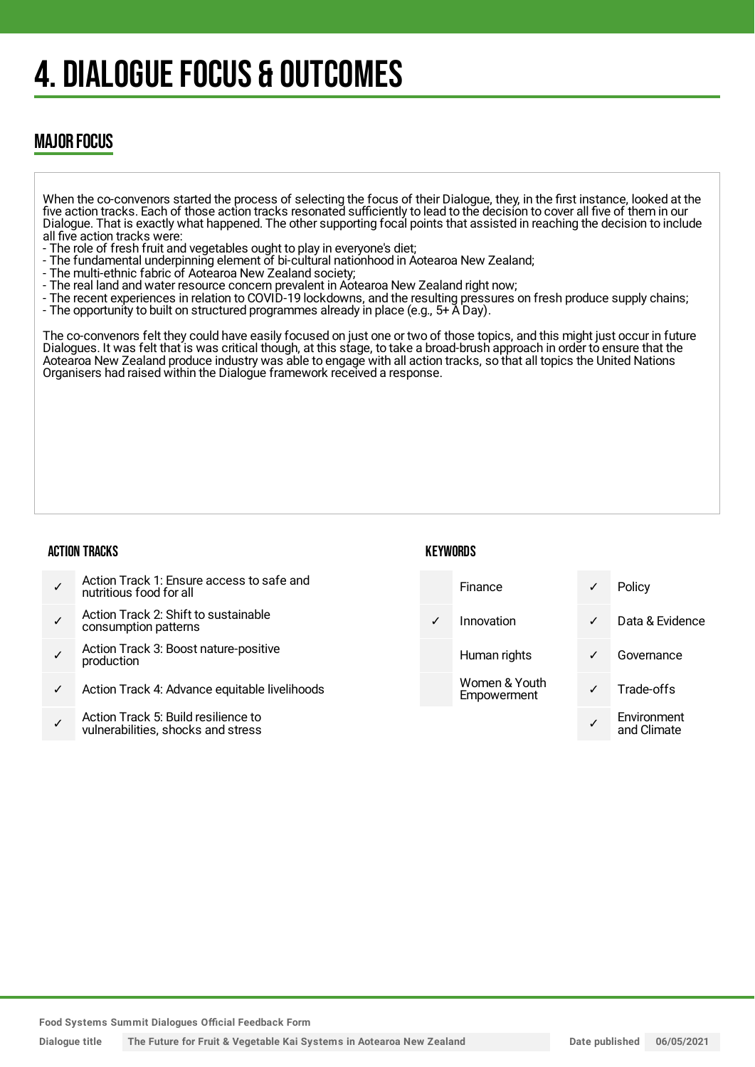# 4. DIALOGUE FOCUS & OUTCOMES

## MAJOR FOCUS

When the co-convenors started the process of selecting the focus of their Dialogue, they, in the first instance, looked at the five action tracks. Each of those action tracks resonated sufficiently to lead to the decision to cover all five of them in our Dialogue. That is exactly what happened. The other supporting focal points that assisted in reaching the decision to include all five action tracks were:
- The role of fresh fruit and vegetables ought to play in everyone's diet;
- The fundamental underpinning element of bi-cultural nationhood in Aotearoa New Zealand;
- The multi-ethnic fabric of Aotearoa New Zealand society;
- The real land and water resource concern prevalent in Aotearoa New Zealand right now;
- The recent experiences in relation to COVID-19 lockdowns, and the resulting pressures on fresh produce supply chains;
- The opportunity to built on structured programmes already in place (e.g., 5+ A Day).

The co-convenors felt they could have easily focused on just one or two of those topics, and this might just occur in future Dialogues. It was felt that is was critical though, at this stage, to take a broad-brush approach in order to ensure that the Aotearoa New Zealand produce industry was able to engage with all action tracks, so that all topics the United Nations Organisers had raised within the Dialogue framework received a response.

### ACTION TRACKS

| | |
|---|---|
| ✓ | Action Track 1: Ensure access to safe and nutritious food for all |
| ✓ | Action Track 2: Shift to sustainable consumption patterns |
| ✓ | Action Track 3: Boost nature-positive production |
| ✓ | Action Track 4: Advance equitable livelihoods |
| ✓ | Action Track 5: Build resilience to vulnerabilities, shocks and stress |

### KEYWORDS

| | | | |
|---|---|---|---|
| | Finance | ✓ | Policy |
| ✓ | Innovation | ✓ | Data & Evidence |
| | Human rights | ✓ | Governance |
| | Women & Youth Empowerment | ✓ | Trade-offs |
| | | ✓ | Environment and Climate |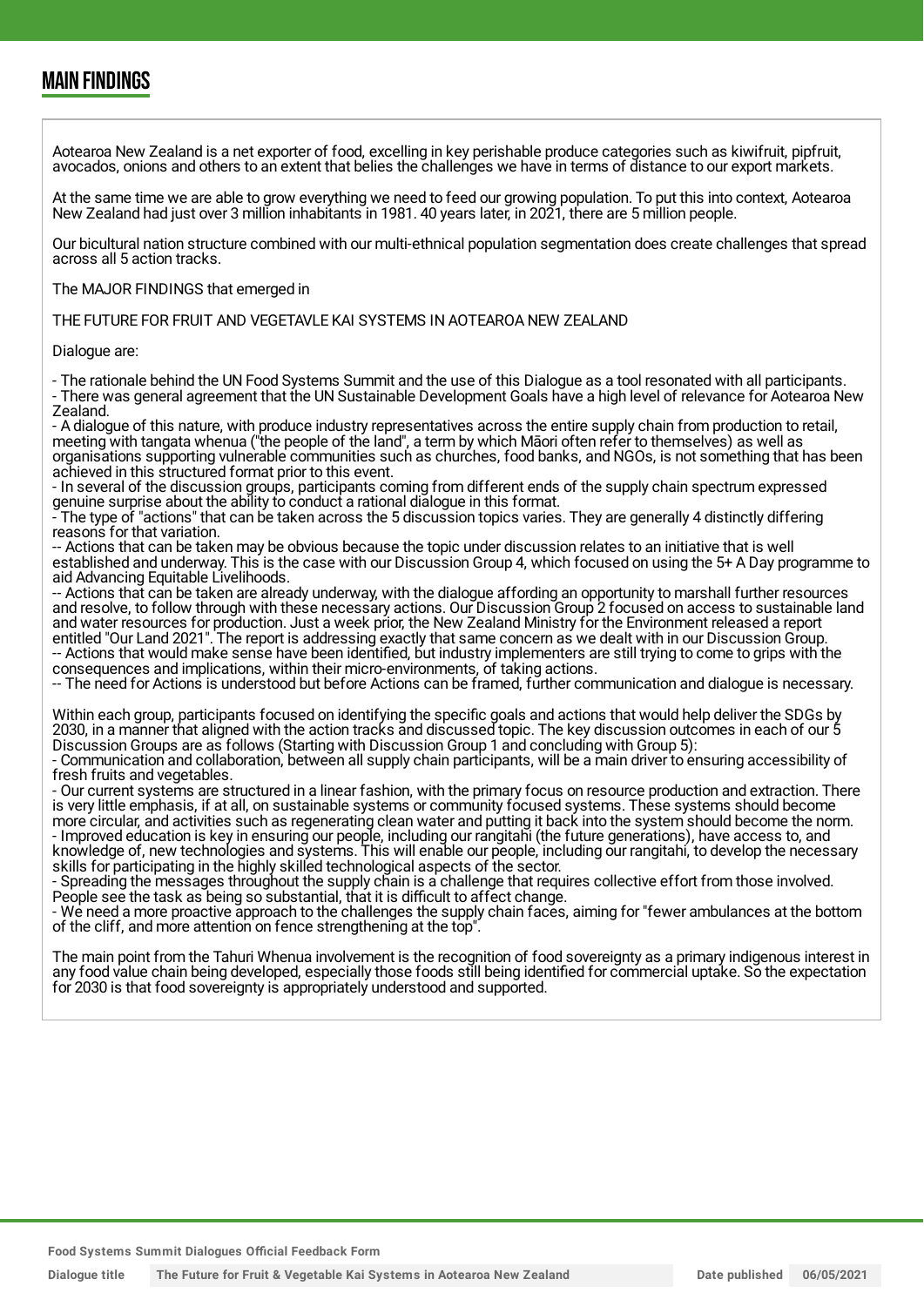## MAIN FINDINGS

Aotearoa New Zealand is a net exporter of food, excelling in key perishable produce categories such as kiwifruit, pipfruit, avocados, onions and others to an extent that belies the challenges we have in terms of distance to our export markets.

At the same time we are able to grow everything we need to feed our growing population. To put this into context, Aotearoa New Zealand had just over 3 million inhabitants in 1981. 40 years later, in 2021, there are 5 million people.

Our bicultural nation structure combined with our multi-ethnical population segmentation does create challenges that spread across all 5 action tracks.

The MAJOR FINDINGS that emerged in

THE FUTURE FOR FRUIT AND VEGETAVLE KAI SYSTEMS IN AOTEAROA NEW ZEALAND

Dialogue are:

- The rationale behind the UN Food Systems Summit and the use of this Dialogue as a tool resonated with all participants.
- There was general agreement that the UN Sustainable Development Goals have a high level of relevance for Aotearoa New Zealand.
- A dialogue of this nature, with produce industry representatives across the entire supply chain from production to retail, meeting with tangata whenua ("the people of the land", a term by which Māori often refer to themselves) as well as organisations supporting vulnerable communities such as churches, food banks, and NGOs, is not something that has been achieved in this structured format prior to this event.
- In several of the discussion groups, participants coming from different ends of the supply chain spectrum expressed genuine surprise about the ability to conduct a rational dialogue in this format.
- The type of "actions" that can be taken across the 5 discussion topics varies. They are generally 4 distinctly differing reasons for that variation.
-- Actions that can be taken may be obvious because the topic under discussion relates to an initiative that is well established and underway. This is the case with our Discussion Group 4, which focused on using the 5+ A Day programme to aid Advancing Equitable Livelihoods.
-- Actions that can be taken are already underway, with the dialogue affording an opportunity to marshall further resources and resolve, to follow through with these necessary actions. Our Discussion Group 2 focused on access to sustainable land and water resources for production. Just a week prior, the New Zealand Ministry for the Environment released a report entitled "Our Land 2021". The report is addressing exactly that same concern as we dealt with in our Discussion Group.
-- Actions that would make sense have been identified, but industry implementers are still trying to come to grips with the consequences and implications, within their micro-environments, of taking actions.
-- The need for Actions is understood but before Actions can be framed, further communication and dialogue is necessary.

Within each group, participants focused on identifying the specific goals and actions that would help deliver the SDGs by 2030, in a manner that aligned with the action tracks and discussed topic. The key discussion outcomes in each of our 5 Discussion Groups are as follows (Starting with Discussion Group 1 and concluding with Group 5):
- Communication and collaboration, between all supply chain participants, will be a main driver to ensuring accessibility of fresh fruits and vegetables.
- Our current systems are structured in a linear fashion, with the primary focus on resource production and extraction. There is very little emphasis, if at all, on sustainable systems or community focused systems. These systems should become more circular, and activities such as regenerating clean water and putting it back into the system should become the norm.
- Improved education is key in ensuring our people, including our rangitahi (the future generations), have access to, and knowledge of, new technologies and systems. This will enable our people, including our rangitahi, to develop the necessary skills for participating in the highly skilled technological aspects of the sector.
- Spreading the messages throughout the supply chain is a challenge that requires collective effort from those involved. People see the task as being so substantial, that it is difficult to affect change.
- We need a more proactive approach to the challenges the supply chain faces, aiming for "fewer ambulances at the bottom of the cliff, and more attention on fence strengthening at the top".

The main point from the Tahuri Whenua involvement is the recognition of food sovereignty as a primary indigenous interest in any food value chain being developed, especially those foods still being identified for commercial uptake. So the expectation for 2030 is that food sovereignty is appropriately understood and supported.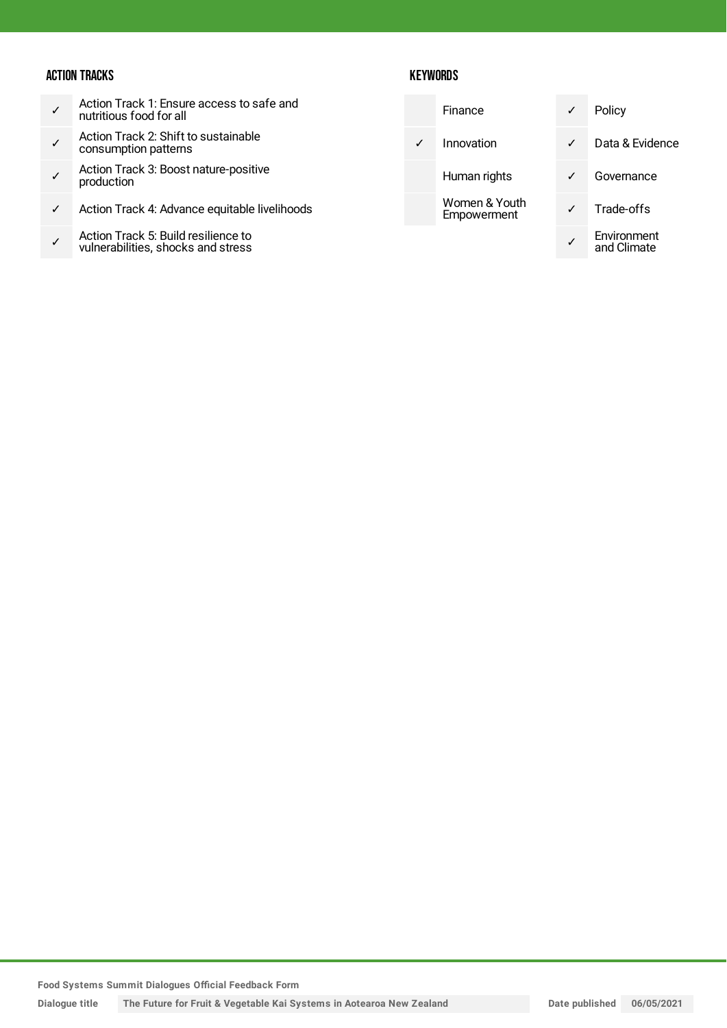## ACTION TRACKS

| | |
|---|---|
| ✓ | Action Track 1: Ensure access to safe and nutritious food for all |
| ✓ | Action Track 2: Shift to sustainable consumption patterns |
| ✓ | Action Track 3: Boost nature-positive production |
| ✓ | Action Track 4: Advance equitable livelihoods |
| ✓ | Action Track 5: Build resilience to vulnerabilities, shocks and stress |

## KEYWORDS

| | | | |
|---|---|---|---|
| | Finance | ✓ | Policy |
| ✓ | Innovation | ✓ | Data & Evidence |
| | Human rights | ✓ | Governance |
| | Women & Youth Empowerment | ✓ | Trade-offs |
| | | ✓ | Environment and Climate |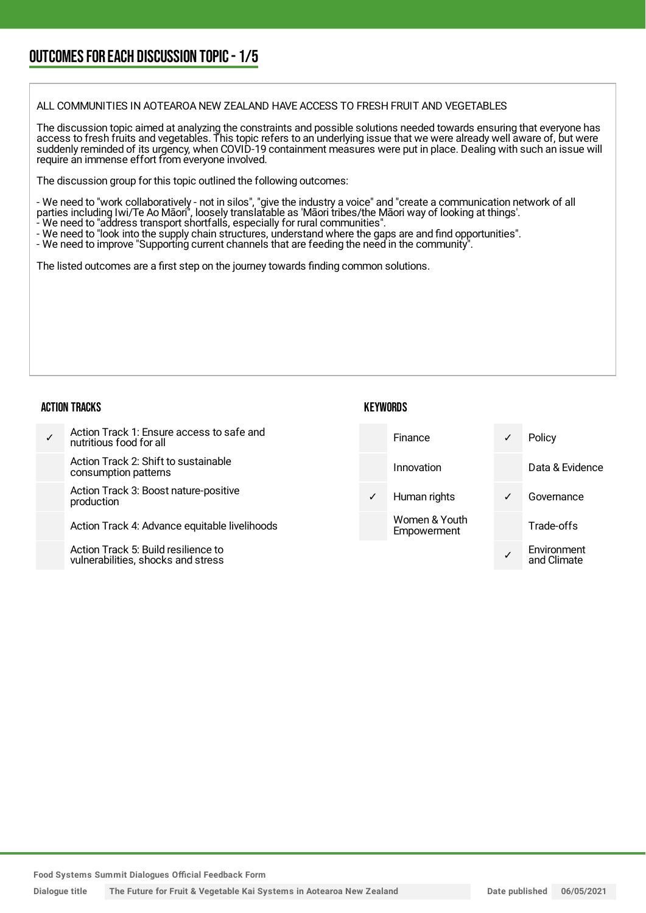## OUTCOMES FOR EACH DISCUSSION TOPIC - 1/5

ALL COMMUNITIES IN AOTEAROA NEW ZEALAND HAVE ACCESS TO FRESH FRUIT AND VEGETABLES

The discussion topic aimed at analyzing the constraints and possible solutions needed towards ensuring that everyone has access to fresh fruits and vegetables. This topic refers to an underlying issue that we were already well aware of, but were suddenly reminded of its urgency, when COVID-19 containment measures were put in place. Dealing with such an issue will require an immense effort from everyone involved.

The discussion group for this topic outlined the following outcomes:

- We need to "work collaboratively - not in silos", "give the industry a voice" and "create a communication network of all parties including Iwi/Te Ao Māori", loosely translatable as 'Māori tribes/the Māori way of looking at things'.
- We need to "address transport shortfalls, especially for rural communities".
- We need to "look into the supply chain structures, understand where the gaps are and find opportunities".
- We need to improve "Supporting current channels that are feeding the need in the community".

The listed outcomes are a first step on the journey towards finding common solutions.

### ACTION TRACKS

| | |
|---|---|
| ✓ | Action Track 1: Ensure access to safe and nutritious food for all |
| | Action Track 2: Shift to sustainable consumption patterns |
| | Action Track 3: Boost nature-positive production |
| | Action Track 4: Advance equitable livelihoods |
| | Action Track 5: Build resilience to vulnerabilities, shocks and stress |

### KEYWORDS

| | | | |
|---|---|---|---|
| | Finance | ✓ | Policy |
| | Innovation | | Data & Evidence |
| ✓ | Human rights | ✓ | Governance |
| | Women & Youth Empowerment | | Trade-offs |
| | | ✓ | Environment and Climate |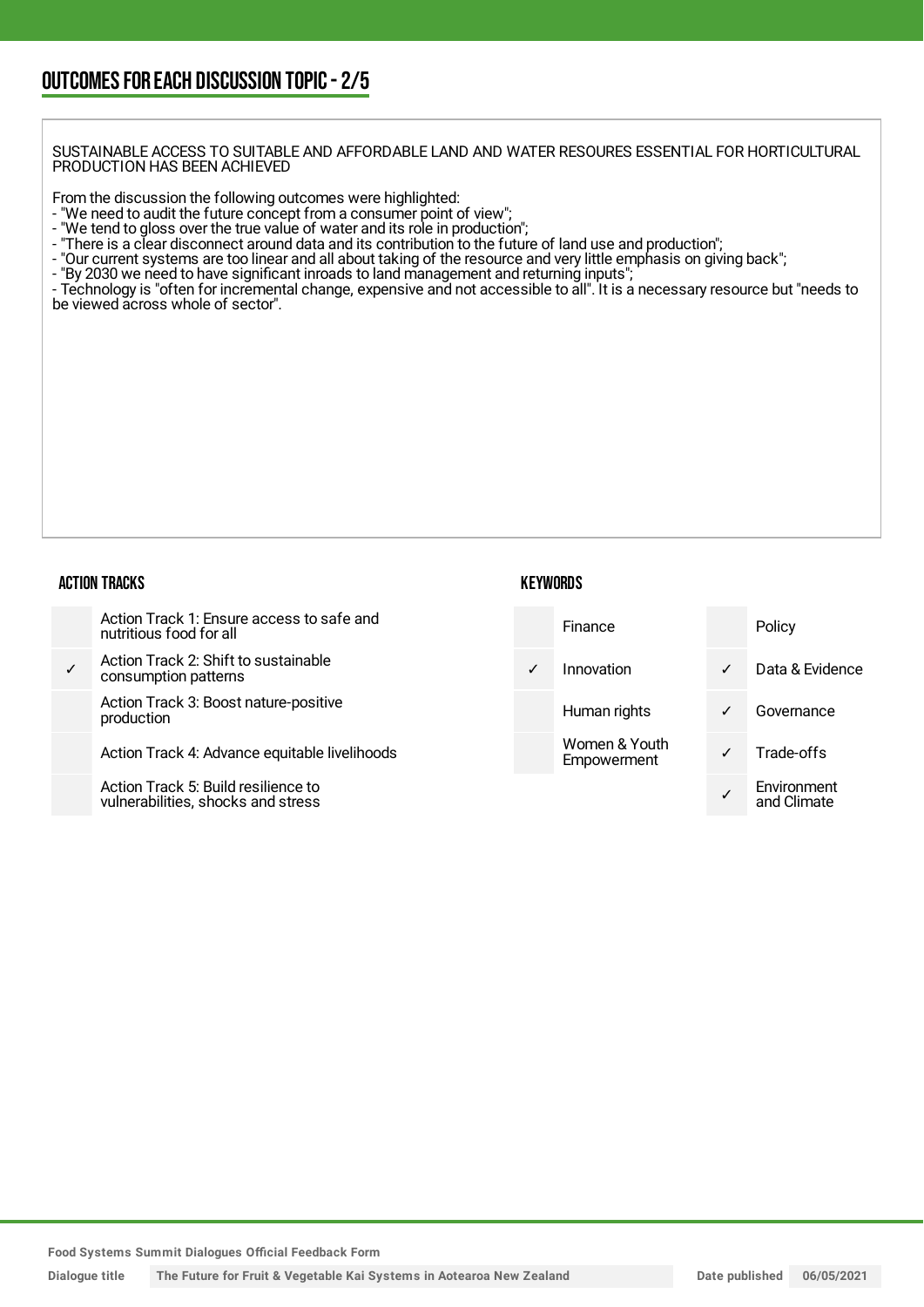## OUTCOMES FOR EACH DISCUSSION TOPIC - 2/5

SUSTAINABLE ACCESS TO SUITABLE AND AFFORDABLE LAND AND WATER RESOURES ESSENTIAL FOR HORTICULTURAL PRODUCTION HAS BEEN ACHIEVED

From the discussion the following outcomes were highlighted:
- "We need to audit the future concept from a consumer point of view";
- "We tend to gloss over the true value of water and its role in production";
- "There is a clear disconnect around data and its contribution to the future of land use and production";
- "Our current systems are too linear and all about taking of the resource and very little emphasis on giving back";
- "By 2030 we need to have significant inroads to land management and returning inputs";
- Technology is "often for incremental change, expensive and not accessible to all". It is a necessary resource but "needs to be viewed across whole of sector".

### ACTION TRACKS

| | |
|---|---|
| | Action Track 1: Ensure access to safe and nutritious food for all |
| ✓ | Action Track 2: Shift to sustainable consumption patterns |
| | Action Track 3: Boost nature-positive production |
| | Action Track 4: Advance equitable livelihoods |
| | Action Track 5: Build resilience to vulnerabilities, shocks and stress |

### KEYWORDS

| | | | |
|---|---|---|---|
| | Finance | | Policy |
| ✓ | Innovation | ✓ | Data & Evidence |
| | Human rights | ✓ | Governance |
| | Women & Youth Empowerment | ✓ | Trade-offs |
| | | ✓ | Environment and Climate |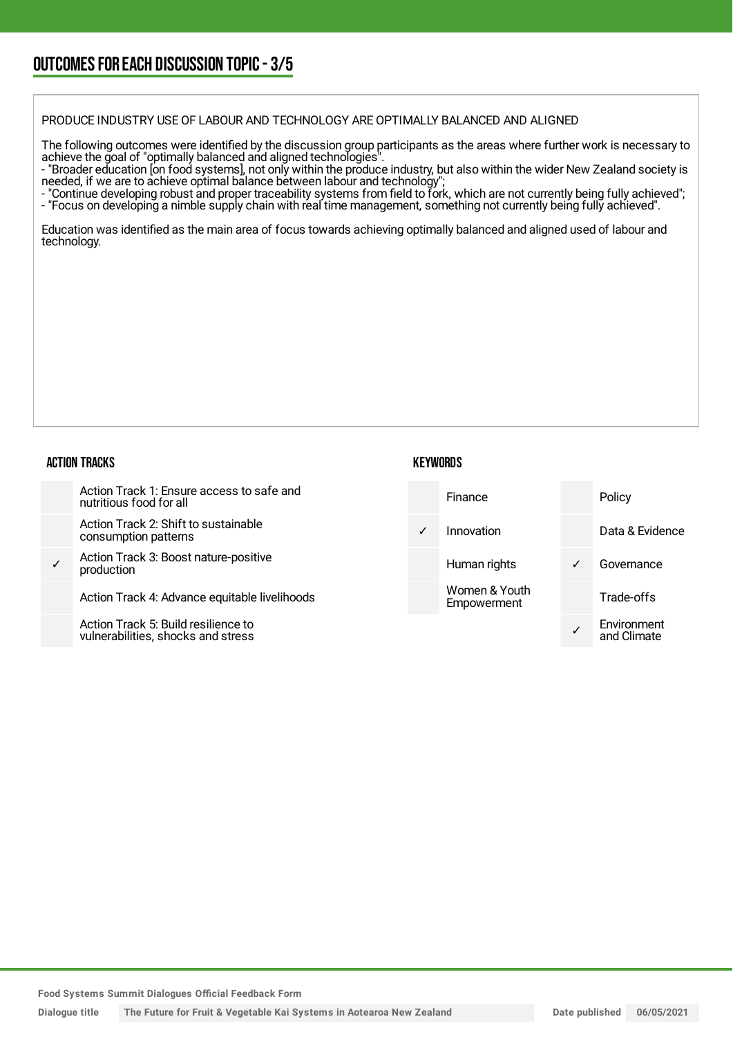## OUTCOMES FOR EACH DISCUSSION TOPIC - 3/5

PRODUCE INDUSTRY USE OF LABOUR AND TECHNOLOGY ARE OPTIMALLY BALANCED AND ALIGNED

The following outcomes were identified by the discussion group participants as the areas where further work is necessary to achieve the goal of "optimally balanced and aligned technologies".
- "Broader education [on food systems], not only within the produce industry, but also within the wider New Zealand society is needed, if we are to achieve optimal balance between labour and technology";
- "Continue developing robust and proper traceability systems from field to fork, which are not currently being fully achieved";
- "Focus on developing a nimble supply chain with real time management, something not currently being fully achieved".

Education was identified as the main area of focus towards achieving optimally balanced and aligned used of labour and technology.

### ACTION TRACKS

| | |
|---|---|
| | Action Track 1: Ensure access to safe and nutritious food for all |
| | Action Track 2: Shift to sustainable consumption patterns |
| ✓ | Action Track 3: Boost nature-positive production |
| | Action Track 4: Advance equitable livelihoods |
| | Action Track 5: Build resilience to vulnerabilities, shocks and stress |

### KEYWORDS

| | | | |
|---|---|---|---|
| | Finance | | Policy |
| ✓ | Innovation | | Data & Evidence |
| | Human rights | ✓ | Governance |
| | Women & Youth Empowerment | | Trade-offs |
| | | ✓ | Environment and Climate |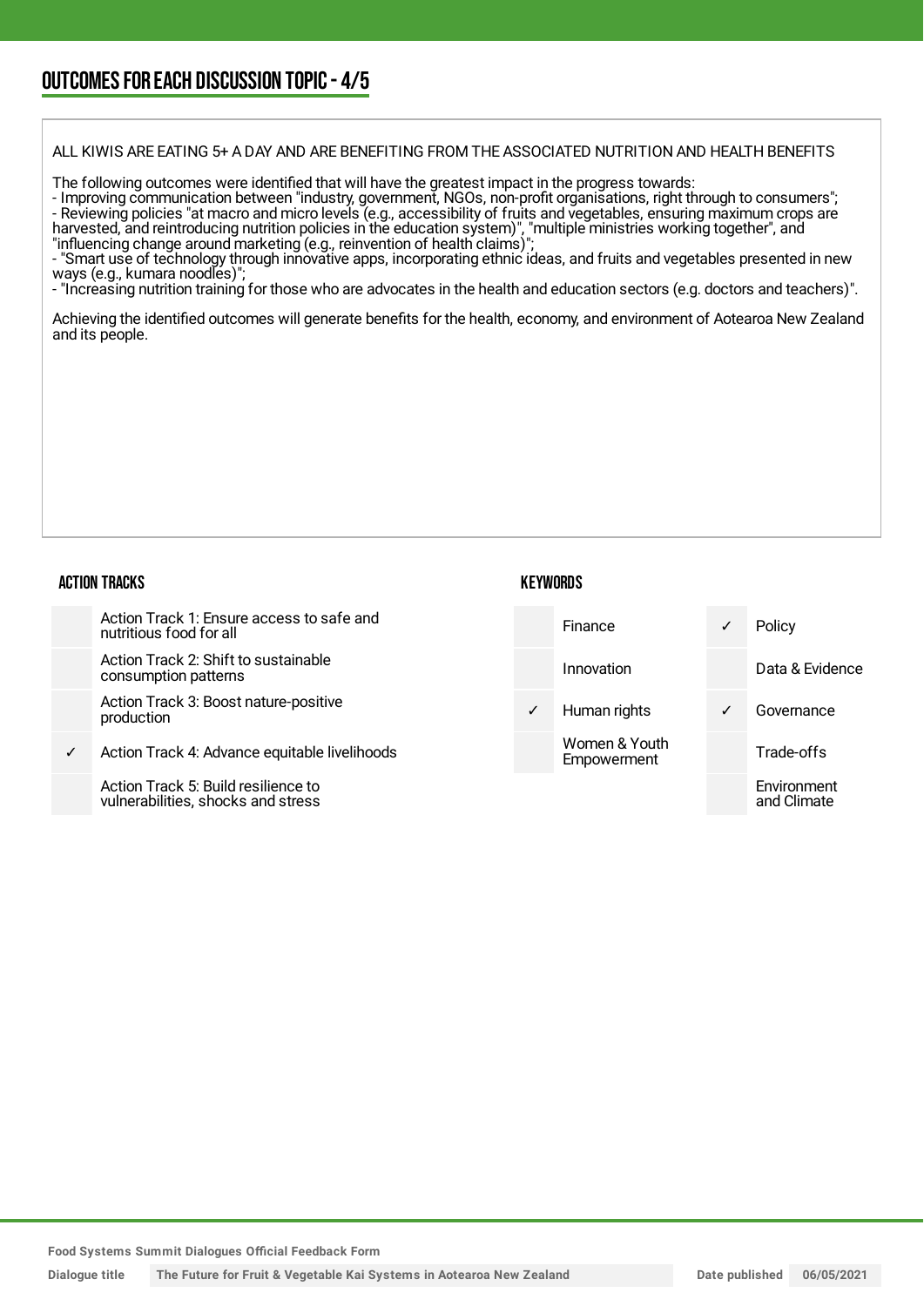## OUTCOMES FOR EACH DISCUSSION TOPIC - 4/5

ALL KIWIS ARE EATING 5+ A DAY AND ARE BENEFITING FROM THE ASSOCIATED NUTRITION AND HEALTH BENEFITS

The following outcomes were identified that will have the greatest impact in the progress towards:
- Improving communication between "industry, government, NGOs, non-profit organisations, right through to consumers";
- Reviewing policies "at macro and micro levels (e.g., accessibility of fruits and vegetables, ensuring maximum crops are harvested, and reintroducing nutrition policies in the education system)", "multiple ministries working together", and "influencing change around marketing (e.g., reinvention of health claims)";
- "Smart use of technology through innovative apps, incorporating ethnic ideas, and fruits and vegetables presented in new ways (e.g., kumara noodles)";
- "Increasing nutrition training for those who are advocates in the health and education sectors (e.g. doctors and teachers)".

Achieving the identified outcomes will generate benefits for the health, economy, and environment of Aotearoa New Zealand and its people.

### ACTION TRACKS

| | |
|---|---|
| | Action Track 1: Ensure access to safe and nutritious food for all |
| | Action Track 2: Shift to sustainable consumption patterns |
| | Action Track 3: Boost nature-positive production |
| ✓ | Action Track 4: Advance equitable livelihoods |
| | Action Track 5: Build resilience to vulnerabilities, shocks and stress |

### KEYWORDS

| | | | |
|---|---|---|---|
| | Finance | ✓ | Policy |
| | Innovation | | Data & Evidence |
| ✓ | Human rights | ✓ | Governance |
| | Women & Youth Empowerment | | Trade-offs |
| | | | Environment and Climate |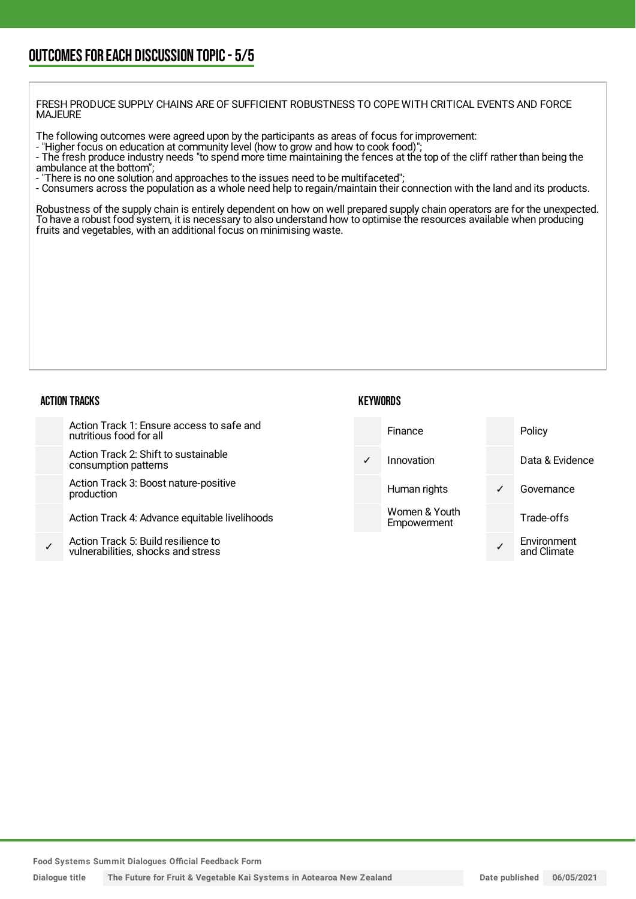## OUTCOMES FOR EACH DISCUSSION TOPIC - 5/5

FRESH PRODUCE SUPPLY CHAINS ARE OF SUFFICIENT ROBUSTNESS TO COPE WITH CRITICAL EVENTS AND FORCE MAJEURE

The following outcomes were agreed upon by the participants as areas of focus for improvement:
- "Higher focus on education at community level (how to grow and how to cook food)";
- The fresh produce industry needs "to spend more time maintaining the fences at the top of the cliff rather than being the ambulance at the bottom";
- "There is no one solution and approaches to the issues need to be multifaceted";
- Consumers across the population as a whole need help to regain/maintain their connection with the land and its products.

Robustness of the supply chain is entirely dependent on how on well prepared supply chain operators are for the unexpected. To have a robust food system, it is necessary to also understand how to optimise the resources available when producing fruits and vegetables, with an additional focus on minimising waste.

### ACTION TRACKS

| | |
|---|---|
| | Action Track 1: Ensure access to safe and nutritious food for all |
| | Action Track 2: Shift to sustainable consumption patterns |
| | Action Track 3: Boost nature-positive production |
| | Action Track 4: Advance equitable livelihoods |
| ✓ | Action Track 5: Build resilience to vulnerabilities, shocks and stress |

### KEYWORDS

| | | | |
|---|---|---|---|
| | Finance | | Policy |
| ✓ | Innovation | | Data & Evidence |
| | Human rights | ✓ | Governance |
| | Women & Youth Empowerment | | Trade-offs |
| | | ✓ | Environment and Climate |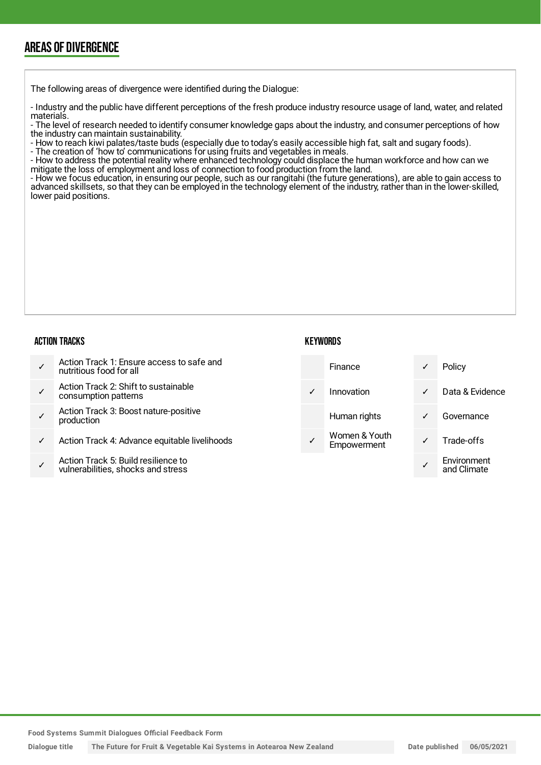## AREAS OF DIVERGENCE

The following areas of divergence were identified during the Dialogue:

- Industry and the public have different perceptions of the fresh produce industry resource usage of land, water, and related materials.
- The level of research needed to identify consumer knowledge gaps about the industry, and consumer perceptions of how the industry can maintain sustainability.
- How to reach kiwi palates/taste buds (especially due to today's easily accessible high fat, salt and sugary foods).
- The creation of 'how to' communications for using fruits and vegetables in meals.
- How to address the potential reality where enhanced technology could displace the human workforce and how can we mitigate the loss of employment and loss of connection to food production from the land.
- How we focus education, in ensuring our people, such as our rangitahi (the future generations), are able to gain access to advanced skillsets, so that they can be employed in the technology element of the industry, rather than in the lower-skilled, lower paid positions.

### ACTION TRACKS

| | |
|---|---|
| ✓ | Action Track 1: Ensure access to safe and nutritious food for all |
| ✓ | Action Track 2: Shift to sustainable consumption patterns |
| ✓ | Action Track 3: Boost nature-positive production |
| ✓ | Action Track 4: Advance equitable livelihoods |
| ✓ | Action Track 5: Build resilience to vulnerabilities, shocks and stress |

### KEYWORDS

| | | | |
|---|---|---|---|
| | Finance | ✓ | Policy |
| ✓ | Innovation | ✓ | Data & Evidence |
| | Human rights | ✓ | Governance |
| ✓ | Women & Youth Empowerment | ✓ | Trade-offs |
| | | ✓ | Environment and Climate |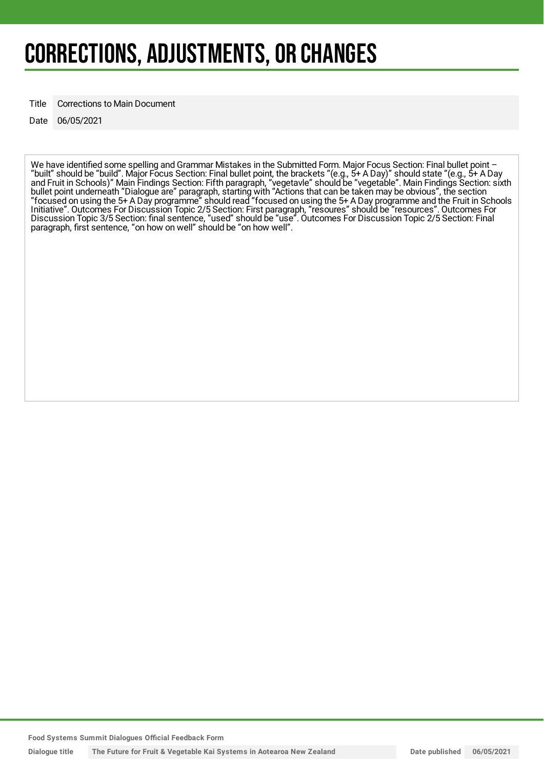# CORRECTIONS, ADJUSTMENTS, OR CHANGES

| | |
|---|---|
| Title | Corrections to Main Document |
| Date | 06/05/2021 |

We have identified some spelling and Grammar Mistakes in the Submitted Form. Major Focus Section: Final bullet point – "built" should be "build". Major Focus Section: Final bullet point, the brackets "(e.g., 5+ A Day)" should state "(e.g., 5+ A Day and Fruit in Schools)" Main Findings Section: Fifth paragraph, "vegetavle" should be "vegetable". Main Findings Section: sixth bullet point underneath "Dialogue are" paragraph, starting with "Actions that can be taken may be obvious", the section "focused on using the 5+ A Day programme" should read "focused on using the 5+ A Day programme and the Fruit in Schools Initiative". Outcomes For Discussion Topic 2/5 Section: First paragraph, "resoures" should be "resources". Outcomes For Discussion Topic 3/5 Section: final sentence, "used" should be "use". Outcomes For Discussion Topic 2/5 Section: Final paragraph, first sentence, "on how on well" should be "on how well".